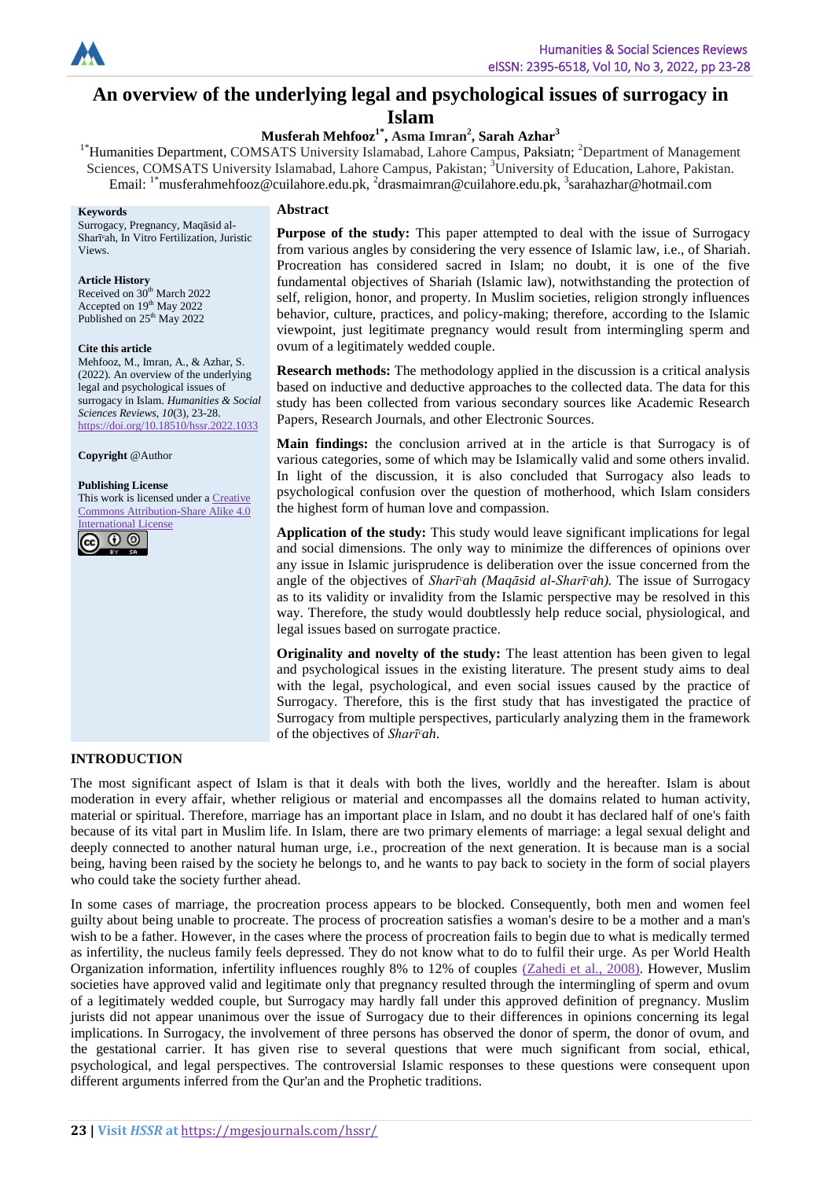# An overview of the underlying legal and psychological issues of surrogacy in Islam

**Musferah Mehfooz[1*], Asma Imran[2], Sarah Azhar[3]**

[1*]Humanities Department, COMSATS University Islamabad, Lahore Campus, Paksiatn; [2]Department of Management Sciences, COMSATS University Islamabad, Lahore Campus, Pakistan; [3]University of Education, Lahore, Pakistan.
Email: [1*]musferahmehfooz@cuilahore.edu.pk, [2]drasmaimran@cuilahore.edu.pk, [3]sarahazhar@hotmail.com

**Keywords**
Surrogacy, Pregnancy, Maqāsid al-Sharīʿah, In Vitro Fertilization, Juristic Views.

**Article History**
Received on 30th March 2022
Accepted on 19th May 2022
Published on 25th May 2022

**Cite this article**
Mehfooz, M., Imran, A., & Azhar, S. (2022). An overview of the underlying legal and psychological issues of surrogacy in Islam. *Humanities & Social Sciences Reviews, 10*(3), 23-28. https://doi.org/10.18510/hssr.2022.1033

**Copyright** @Author

**Publishing License**
This work is licensed under a Creative Commons Attribution-Share Alike 4.0 International License

## Abstract

**Purpose of the study:** This paper attempted to deal with the issue of Surrogacy from various angles by considering the very essence of Islamic law, i.e., of Shariah. Procreation has considered sacred in Islam; no doubt, it is one of the five fundamental objectives of Shariah (Islamic law), notwithstanding the protection of self, religion, honor, and property. In Muslim societies, religion strongly influences behavior, culture, practices, and policy-making; therefore, according to the Islamic viewpoint, just legitimate pregnancy would result from intermingling sperm and ovum of a legitimately wedded couple.

**Research methods:** The methodology applied in the discussion is a critical analysis based on inductive and deductive approaches to the collected data. The data for this study has been collected from various secondary sources like Academic Research Papers, Research Journals, and other Electronic Sources.

**Main findings:** the conclusion arrived at in the article is that Surrogacy is of various categories, some of which may be Islamically valid and some others invalid. In light of the discussion, it is also concluded that Surrogacy also leads to psychological confusion over the question of motherhood, which Islam considers the highest form of human love and compassion.

**Application of the study:** This study would leave significant implications for legal and social dimensions. The only way to minimize the differences of opinions over any issue in Islamic jurisprudence is deliberation over the issue concerned from the angle of the objectives of *Sharīʿah (Maqāsid al-Sharīʿah).* The issue of Surrogacy as to its validity or invalidity from the Islamic perspective may be resolved in this way. Therefore, the study would doubtlessly help reduce social, physiological, and legal issues based on surrogate practice.

**Originality and novelty of the study:** The least attention has been given to legal and psychological issues in the existing literature. The present study aims to deal with the legal, psychological, and even social issues caused by the practice of Surrogacy. Therefore, this is the first study that has investigated the practice of Surrogacy from multiple perspectives, particularly analyzing them in the framework of the objectives of *Sharīʿah*.

## INTRODUCTION

The most significant aspect of Islam is that it deals with both the lives, worldly and the hereafter. Islam is about moderation in every affair, whether religious or material and encompasses all the domains related to human activity, material or spiritual. Therefore, marriage has an important place in Islam, and no doubt it has declared half of one's faith because of its vital part in Muslim life. In Islam, there are two primary elements of marriage: a legal sexual delight and deeply connected to another natural human urge, i.e., procreation of the next generation. It is because man is a social being, having been raised by the society he belongs to, and he wants to pay back to society in the form of social players who could take the society further ahead.

In some cases of marriage, the procreation process appears to be blocked. Consequently, both men and women feel guilty about being unable to procreate. The process of procreation satisfies a woman's desire to be a mother and a man's wish to be a father. However, in the cases where the process of procreation fails to begin due to what is medically termed as infertility, the nucleus family feels depressed. They do not know what to do to fulfil their urge. As per World Health Organization information, infertility influences roughly 8% to 12% of couples (Zahedi et al., 2008). However, Muslim societies have approved valid and legitimate only that pregnancy resulted through the intermingling of sperm and ovum of a legitimately wedded couple, but Surrogacy may hardly fall under this approved definition of pregnancy. Muslim jurists did not appear unanimous over the issue of Surrogacy due to their differences in opinions concerning its legal implications. In Surrogacy, the involvement of three persons has observed the donor of sperm, the donor of ovum, and the gestational carrier. It has given rise to several questions that were much significant from social, ethical, psychological, and legal perspectives. The controversial Islamic responses to these questions were consequent upon different arguments inferred from the Qur'an and the Prophetic traditions.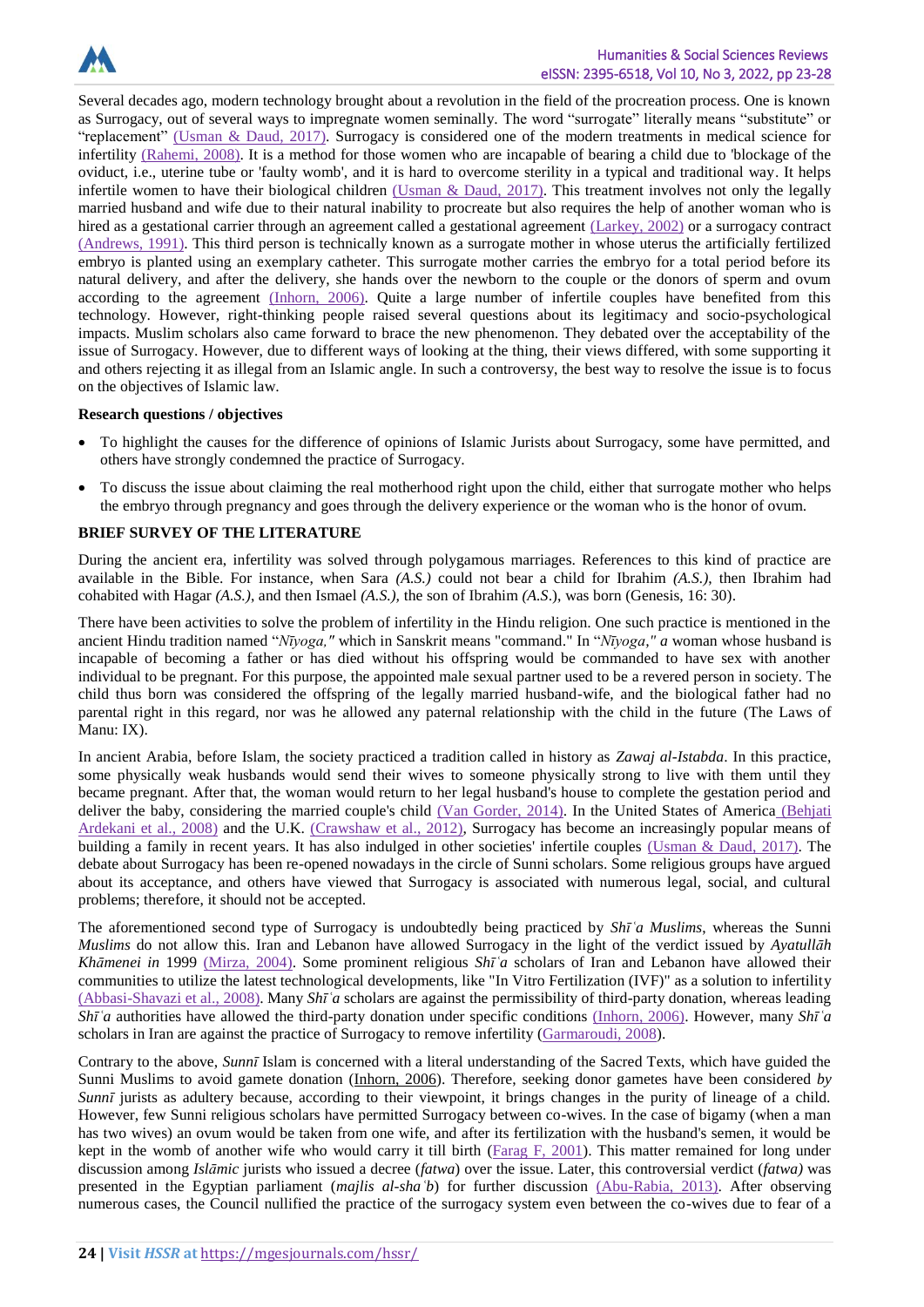Several decades ago, modern technology brought about a revolution in the field of the procreation process. One is known as Surrogacy, out of several ways to impregnate women seminally. The word "surrogate" literally means "substitute" or "replacement" (Usman & Daud, 2017). Surrogacy is considered one of the modern treatments in medical science for infertility (Rahemi, 2008). It is a method for those women who are incapable of bearing a child due to 'blockage of the oviduct, i.e., uterine tube or 'faulty womb', and it is hard to overcome sterility in a typical and traditional way. It helps infertile women to have their biological children (Usman & Daud, 2017). This treatment involves not only the legally married husband and wife due to their natural inability to procreate but also requires the help of another woman who is hired as a gestational carrier through an agreement called a gestational agreement (Larkey, 2002) or a surrogacy contract (Andrews, 1991). This third person is technically known as a surrogate mother in whose uterus the artificially fertilized embryo is planted using an exemplary catheter. This surrogate mother carries the embryo for a total period before its natural delivery, and after the delivery, she hands over the newborn to the couple or the donors of sperm and ovum according to the agreement (Inhorn, 2006). Quite a large number of infertile couples have benefited from this technology. However, right-thinking people raised several questions about its legitimacy and socio-psychological impacts. Muslim scholars also came forward to brace the new phenomenon. They debated over the acceptability of the issue of Surrogacy. However, due to different ways of looking at the thing, their views differed, with some supporting it and others rejecting it as illegal from an Islamic angle. In such a controversy, the best way to resolve the issue is to focus on the objectives of Islamic law.

**Research questions / objectives**

- To highlight the causes for the difference of opinions of Islamic Jurists about Surrogacy, some have permitted, and others have strongly condemned the practice of Surrogacy.
- To discuss the issue about claiming the real motherhood right upon the child, either that surrogate mother who helps the embryo through pregnancy and goes through the delivery experience or the woman who is the honor of ovum.

## BRIEF SURVEY OF THE LITERATURE

During the ancient era, infertility was solved through polygamous marriages. References to this kind of practice are available in the Bible. For instance, when Sara *(A.S.)* could not bear a child for Ibrahim *(A.S.)*, then Ibrahim had cohabited with Hagar *(A.S.)*, and then Ismael *(A.S.)*, the son of Ibrahim *(A.S.*), was born (Genesis, 16: 30).

There have been activities to solve the problem of infertility in the Hindu religion. One such practice is mentioned in the ancient Hindu tradition named "*Nīyoga,"* which in Sanskrit means "command." In "*Nīyoga," a* woman whose husband is incapable of becoming a father or has died without his offspring would be commanded to have sex with another individual to be pregnant. For this purpose, the appointed male sexual partner used to be a revered person in society. The child thus born was considered the offspring of the legally married husband-wife, and the biological father had no parental right in this regard, nor was he allowed any paternal relationship with the child in the future (The Laws of Manu: IX).

In ancient Arabia, before Islam, the society practiced a tradition called in history as *Zawaj al-Istabda*. In this practice, some physically weak husbands would send their wives to someone physically strong to live with them until they became pregnant. After that, the woman would return to her legal husband's house to complete the gestation period and deliver the baby, considering the married couple's child (Van Gorder, 2014). In the United States of America (Behjati Ardekani et al., 2008) and the U.K. (Crawshaw et al., 2012), Surrogacy has become an increasingly popular means of building a family in recent years. It has also indulged in other societies' infertile couples (Usman & Daud, 2017). The debate about Surrogacy has been re-opened nowadays in the circle of Sunni scholars. Some religious groups have argued about its acceptance, and others have viewed that Surrogacy is associated with numerous legal, social, and cultural problems; therefore, it should not be accepted.

The aforementioned second type of Surrogacy is undoubtedly being practiced by *Shīʿa Muslims*, whereas the Sunni *Muslims* do not allow this. Iran and Lebanon have allowed Surrogacy in the light of the verdict issued by *Ayatullāh Khāmenei in* 1999 (Mirza, 2004). Some prominent religious *Shīʿa* scholars of Iran and Lebanon have allowed their communities to utilize the latest technological developments, like "In Vitro Fertilization (IVF)" as a solution to infertility (Abbasi-Shavazi et al., 2008). Many *Shīʿa* scholars are against the permissibility of third-party donation, whereas leading *Shīʿa* authorities have allowed the third-party donation under specific conditions (Inhorn, 2006). However, many *Shīʿa* scholars in Iran are against the practice of Surrogacy to remove infertility (Garmaroudi, 2008).

Contrary to the above, *Sunnī* Islam is concerned with a literal understanding of the Sacred Texts, which have guided the Sunni Muslims to avoid gamete donation (Inhorn, 2006). Therefore, seeking donor gametes have been considered *by Sunnī* jurists as adultery because, according to their viewpoint, it brings changes in the purity of lineage of a child. However, few Sunni religious scholars have permitted Surrogacy between co-wives. In the case of bigamy (when a man has two wives) an ovum would be taken from one wife, and after its fertilization with the husband's semen, it would be kept in the womb of another wife who would carry it till birth (Farag F, 2001). This matter remained for long under discussion among *Islāmic* jurists who issued a decree (*fatwa*) over the issue. Later, this controversial verdict (*fatwa)* was presented in the Egyptian parliament (*majlis al-shaʿb*) for further discussion (Abu-Rabia, 2013). After observing numerous cases, the Council nullified the practice of the surrogacy system even between the co-wives due to fear of a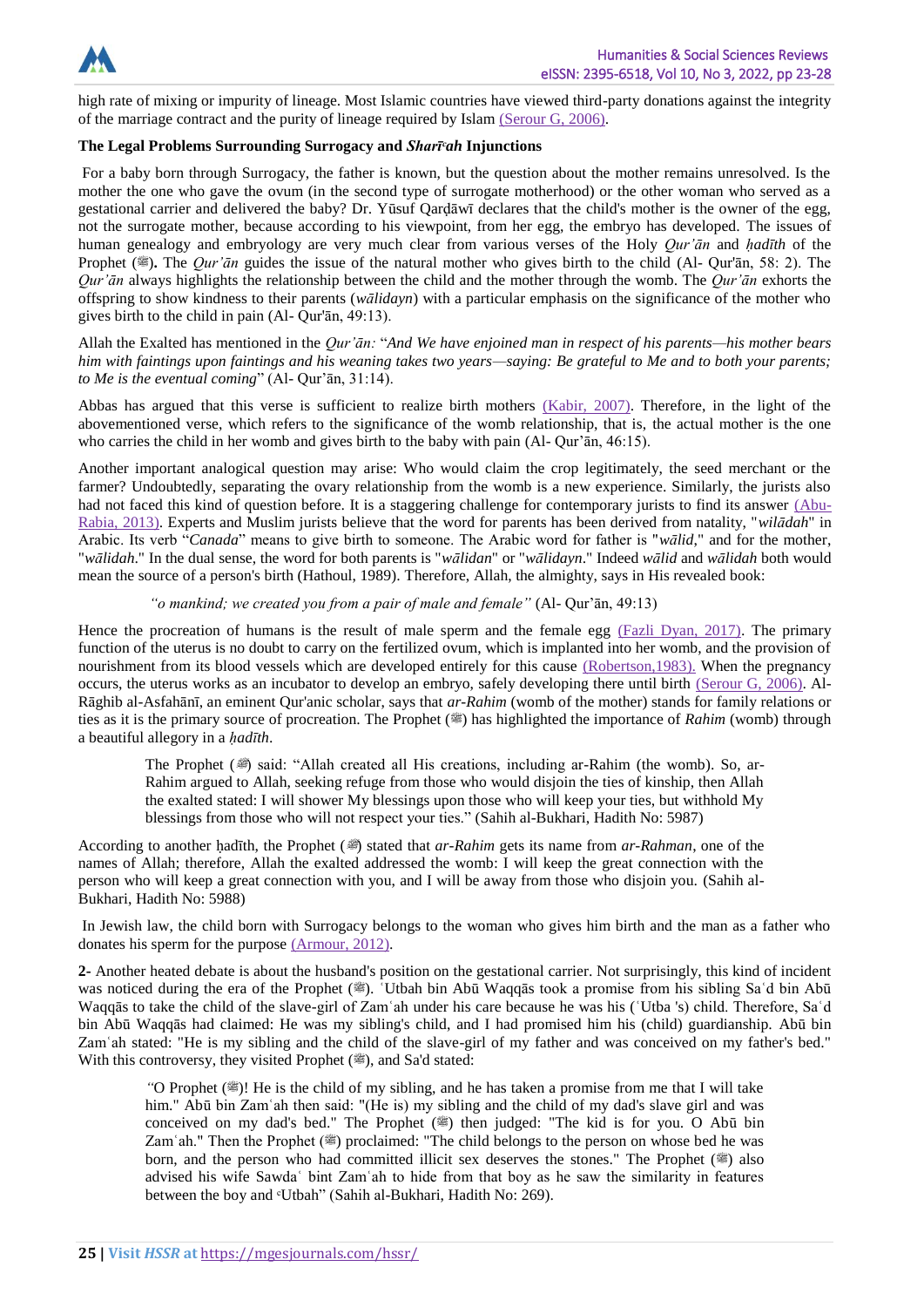high rate of mixing or impurity of lineage. Most Islamic countries have viewed third-party donations against the integrity of the marriage contract and the purity of lineage required by Islam (Serour G, 2006).

### The Legal Problems Surrounding Surrogacy and *Sharīʿah* Injunctions

For a baby born through Surrogacy, the father is known, but the question about the mother remains unresolved. Is the mother the one who gave the ovum (in the second type of surrogate motherhood) or the other woman who served as a gestational carrier and delivered the baby? Dr. Yūsuf Qarḍāwī declares that the child's mother is the owner of the egg, not the surrogate mother, because according to his viewpoint, from her egg, the embryo has developed. The issues of human genealogy and embryology are very much clear from various verses of the Holy *Qur'ān* and *ḥadīth* of the Prophet (ﷺ). The *Qur'ān* guides the issue of the natural mother who gives birth to the child (Al- Qur'ān, 58: 2). The *Qur'ān* always highlights the relationship between the child and the mother through the womb. The *Qur'ān* exhorts the offspring to show kindness to their parents (*wālidayn*) with a particular emphasis on the significance of the mother who gives birth to the child in pain (Al- Qur'ān, 49:13).

Allah the Exalted has mentioned in the *Qur'ān:* "*And We have enjoined man in respect of his parents—his mother bears him with faintings upon faintings and his weaning takes two years—saying: Be grateful to Me and to both your parents; to Me is the eventual coming*" (Al- Qur'ān, 31:14).

Abbas has argued that this verse is sufficient to realize birth mothers (Kabir, 2007). Therefore, in the light of the abovementioned verse, which refers to the significance of the womb relationship, that is, the actual mother is the one who carries the child in her womb and gives birth to the baby with pain (Al- Qur'ān, 46:15).

Another important analogical question may arise: Who would claim the crop legitimately, the seed merchant or the farmer? Undoubtedly, separating the ovary relationship from the womb is a new experience. Similarly, the jurists also had not faced this kind of question before. It is a staggering challenge for contemporary jurists to find its answer (Abu-Rabia, 2013). Experts and Muslim jurists believe that the word for parents has been derived from natality, "*wilādah*" in Arabic. Its verb "*Canada*" means to give birth to someone. The Arabic word for father is "*wālid*," and for the mother, "*wālidah*." In the dual sense, the word for both parents is "*wālidan*" or "*wālidayn*." Indeed *wālid* and *wālidah* both would mean the source of a person's birth (Hathoul, 1989). Therefore, Allah, the almighty, says in His revealed book:

> *"o mankind; we created you from a pair of male and female"* (Al- Qur'ān, 49:13)

Hence the procreation of humans is the result of male sperm and the female egg (Fazli Dyan, 2017). The primary function of the uterus is no doubt to carry on the fertilized ovum, which is implanted into her womb, and the provision of nourishment from its blood vessels which are developed entirely for this cause (Robertson,1983). When the pregnancy occurs, the uterus works as an incubator to develop an embryo, safely developing there until birth (Serour G, 2006). Al-Rāghib al-Asfahānī, an eminent Qur'anic scholar, says that *ar-Rahim* (womb of the mother) stands for family relations or ties as it is the primary source of procreation. The Prophet (ﷺ) has highlighted the importance of *Rahim* (womb) through a beautiful allegory in a *ḥadīth*.

> The Prophet (ﷺ) said: "Allah created all His creations, including ar-Rahim (the womb). So, ar-Rahim argued to Allah, seeking refuge from those who would disjoin the ties of kinship, then Allah the exalted stated: I will shower My blessings upon those who will keep your ties, but withhold My blessings from those who will not respect your ties." (Sahih al-Bukhari, Hadith No: 5987)

According to another ḥadīth, the Prophet (ﷺ) stated that *ar-Rahim* gets its name from *ar-Rahman*, one of the names of Allah; therefore, Allah the exalted addressed the womb: I will keep the great connection with the person who will keep a great connection with you, and I will be away from those who disjoin you. (Sahih al-Bukhari, Hadith No: 5988)

In Jewish law, the child born with Surrogacy belongs to the woman who gives him birth and the man as a father who donates his sperm for the purpose (Armour, 2012).

**2-** Another heated debate is about the husband's position on the gestational carrier. Not surprisingly, this kind of incident was noticed during the era of the Prophet (ﷺ). ʿUtbah bin Abū Waqqās took a promise from his sibling Saʿd bin Abū Waqqās to take the child of the slave-girl of Zamʿah under his care because he was his (ʿUtba 's) child. Therefore, Saʿd bin Abū Waqqās had claimed: He was my sibling's child, and I had promised him his (child) guardianship. Abū bin Zamʿah stated: "He is my sibling and the child of the slave-girl of my father and was conceived on my father's bed." With this controversy, they visited Prophet (ﷺ), and Sa'd stated:

> "O Prophet (ﷺ)! He is the child of my sibling, and he has taken a promise from me that I will take him." Abū bin Zamʿah then said: "(He is) my sibling and the child of my dad's slave girl and was conceived on my dad's bed." The Prophet (ﷺ) then judged: "The kid is for you. O Abū bin Zamʿah." Then the Prophet (ﷺ) proclaimed: "The child belongs to the person on whose bed he was born, and the person who had committed illicit sex deserves the stones." The Prophet (ﷺ) also advised his wife Sawdaʿ bint Zamʿah to hide from that boy as he saw the similarity in features between the boy and ʿUtbah" (Sahih al-Bukhari, Hadith No: 269).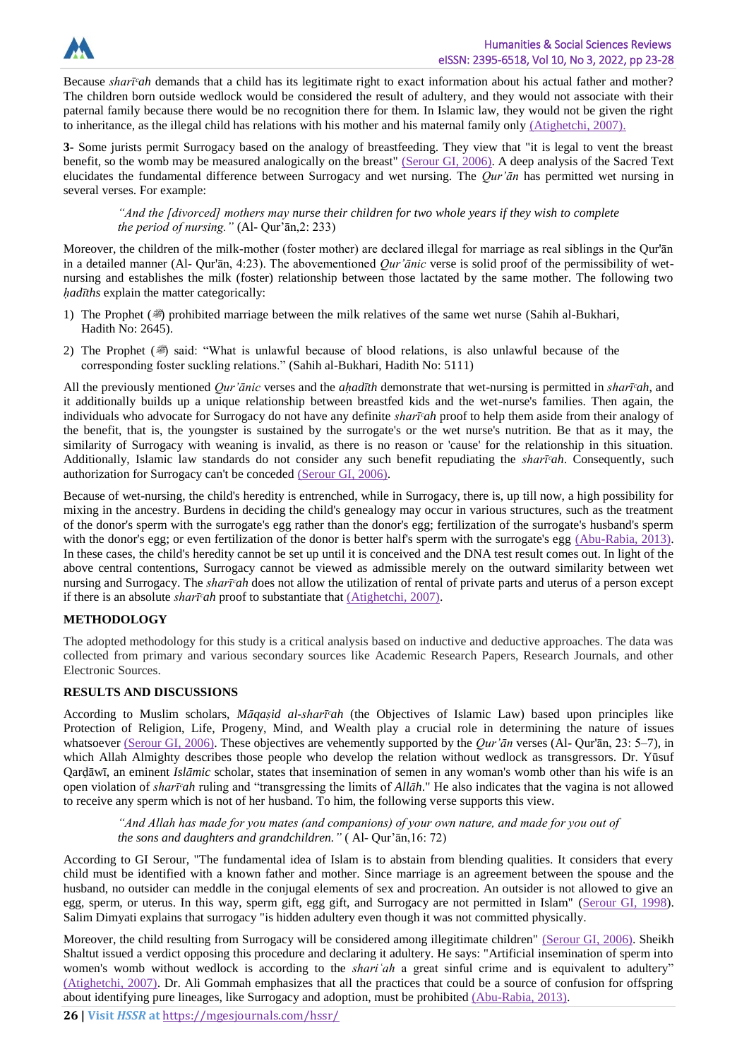Because *sharīʿah* demands that a child has its legitimate right to exact information about his actual father and mother? The children born outside wedlock would be considered the result of adultery, and they would not associate with their paternal family because there would be no recognition there for them. In Islamic law, they would not be given the right to inheritance, as the illegal child has relations with his mother and his maternal family only (Atighetchi, 2007).

**3-** Some jurists permit Surrogacy based on the analogy of breastfeeding. They view that "it is legal to vent the breast benefit, so the womb may be measured analogically on the breast" (Serour GI, 2006). A deep analysis of the Sacred Text elucidates the fundamental difference between Surrogacy and wet nursing. The *Qur'ān* has permitted wet nursing in several verses. For example:

> *"And the [divorced] mothers may nurse their children for two whole years if they wish to complete the period of nursing."* (Al- Qur'ān,2: 233)

Moreover, the children of the milk-mother (foster mother) are declared illegal for marriage as real siblings in the Qur'ān in a detailed manner (Al- Qur'ān, 4:23). The abovementioned *Qur'ānic* verse is solid proof of the permissibility of wet-nursing and establishes the milk (foster) relationship between those lactated by the same mother. The following two *ḥadīths* explain the matter categorically:

1) The Prophet (ﷺ) prohibited marriage between the milk relatives of the same wet nurse (Sahih al-Bukhari, Hadith No: 2645).
2) The Prophet (ﷺ) said: "What is unlawful because of blood relations, is also unlawful because of the corresponding foster suckling relations." (Sahih al-Bukhari, Hadith No: 5111)

All the previously mentioned *Qur'ānic* verses and the *aḥadīth* demonstrate that wet-nursing is permitted in *sharīʿah*, and it additionally builds up a unique relationship between breastfed kids and the wet-nurse's families. Then again, the individuals who advocate for Surrogacy do not have any definite *sharīʿah* proof to help them aside from their analogy of the benefit, that is, the youngster is sustained by the surrogate's or the wet nurse's nutrition. Be that as it may, the similarity of Surrogacy with weaning is invalid, as there is no reason or 'cause' for the relationship in this situation. Additionally, Islamic law standards do not consider any such benefit repudiating the *sharīʿah*. Consequently, such authorization for Surrogacy can't be conceded (Serour GI, 2006).

Because of wet-nursing, the child's heredity is entrenched, while in Surrogacy, there is, up till now, a high possibility for mixing in the ancestry. Burdens in deciding the child's genealogy may occur in various structures, such as the treatment of the donor's sperm with the surrogate's egg rather than the donor's egg; fertilization of the surrogate's husband's sperm with the donor's egg; or even fertilization of the donor is better half's sperm with the surrogate's egg (Abu-Rabia, 2013). In these cases, the child's heredity cannot be set up until it is conceived and the DNA test result comes out. In light of the above central contentions, Surrogacy cannot be viewed as admissible merely on the outward similarity between wet nursing and Surrogacy. The *sharīʿah* does not allow the utilization of rental of private parts and uterus of a person except if there is an absolute *sharīʿah* proof to substantiate that (Atighetchi, 2007).

## METHODOLOGY

The adopted methodology for this study is a critical analysis based on inductive and deductive approaches. The data was collected from primary and various secondary sources like Academic Research Papers, Research Journals, and other Electronic Sources.

## RESULTS AND DISCUSSIONS

According to Muslim scholars, *Māqaṣid al-sharīʿah* (the Objectives of Islamic Law) based upon principles like Protection of Religion, Life, Progeny, Mind, and Wealth play a crucial role in determining the nature of issues whatsoever (Serour GI, 2006). These objectives are vehemently supported by the *Qur'ān* verses (Al- Qur'ān, 23: 5–7), in which Allah Almighty describes those people who develop the relation without wedlock as transgressors. Dr. Yūsuf Qarḍāwī, an eminent *Islāmic* scholar, states that insemination of semen in any woman's womb other than his wife is an open violation of *sharīʿah* ruling and "transgressing the limits of *Allāh*." He also indicates that the vagina is not allowed to receive any sperm which is not of her husband. To him, the following verse supports this view.

> *"And Allah has made for you mates (and companions) of your own nature, and made for you out of the sons and daughters and grandchildren."* ( Al- Qur'ān,16: 72)

According to GI Serour, "The fundamental idea of Islam is to abstain from blending qualities. It considers that every child must be identified with a known father and mother. Since marriage is an agreement between the spouse and the husband, no outsider can meddle in the conjugal elements of sex and procreation. An outsider is not allowed to give an egg, sperm, or uterus. In this way, sperm gift, egg gift, and Surrogacy are not permitted in Islam" (Serour GI, 1998). Salim Dimyati explains that surrogacy "is hidden adultery even though it was not committed physically.

Moreover, the child resulting from Surrogacy will be considered among illegitimate children" (Serour GI, 2006). Sheikh Shaltut issued a verdict opposing this procedure and declaring it adultery. He says: "Artificial insemination of sperm into women's womb without wedlock is according to the *shariʿah* a great sinful crime and is equivalent to adultery" (Atighetchi, 2007). Dr. Ali Gommah emphasizes that all the practices that could be a source of confusion for offspring about identifying pure lineages, like Surrogacy and adoption, must be prohibited (Abu-Rabia, 2013).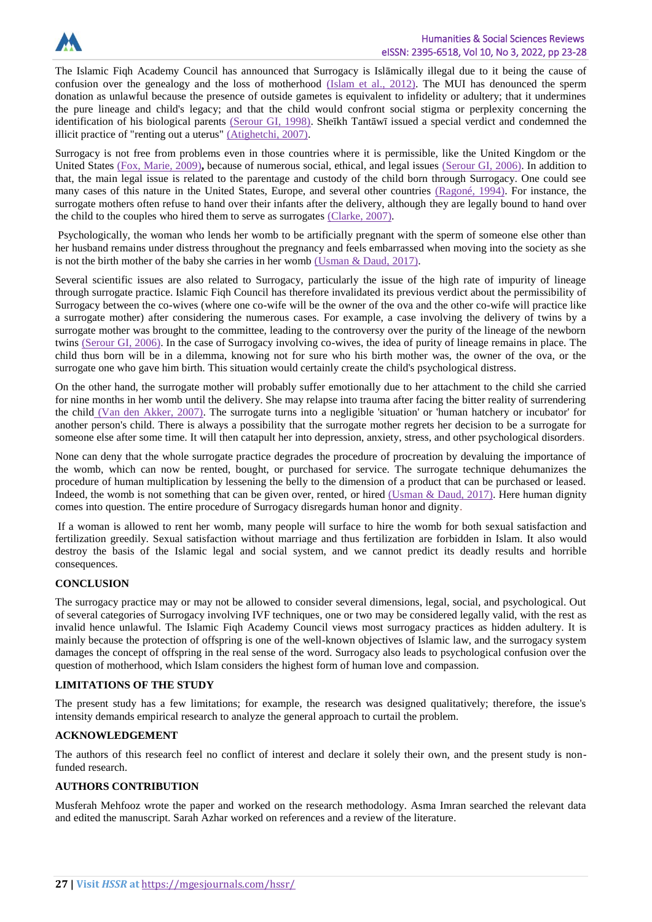The Islamic Fiqh Academy Council has announced that Surrogacy is Islāmically illegal due to it being the cause of confusion over the genealogy and the loss of motherhood (Islam et al., 2012). The MUI has denounced the sperm donation as unlawful because the presence of outside gametes is equivalent to infidelity or adultery; that it undermines the pure lineage and child's legacy; and that the child would confront social stigma or perplexity concerning the identification of his biological parents (Serour GI, 1998). Sheīkh Tantāwī issued a special verdict and condemned the illicit practice of "renting out a uterus" (Atighetchi, 2007).

Surrogacy is not free from problems even in those countries where it is permissible, like the United Kingdom or the United States (Fox, Marie, 2009)**,** because of numerous social, ethical, and legal issues (Serour GI, 2006). In addition to that, the main legal issue is related to the parentage and custody of the child born through Surrogacy. One could see many cases of this nature in the United States, Europe, and several other countries (Ragoné, 1994). For instance, the surrogate mothers often refuse to hand over their infants after the delivery, although they are legally bound to hand over the child to the couples who hired them to serve as surrogates (Clarke, 2007).

Psychologically, the woman who lends her womb to be artificially pregnant with the sperm of someone else other than her husband remains under distress throughout the pregnancy and feels embarrassed when moving into the society as she is not the birth mother of the baby she carries in her womb (Usman & Daud, 2017).

Several scientific issues are also related to Surrogacy, particularly the issue of the high rate of impurity of lineage through surrogate practice. Islamic Fiqh Council has therefore invalidated its previous verdict about the permissibility of Surrogacy between the co-wives (where one co-wife will be the owner of the ova and the other co-wife will practice like a surrogate mother) after considering the numerous cases. For example, a case involving the delivery of twins by a surrogate mother was brought to the committee, leading to the controversy over the purity of the lineage of the newborn twins (Serour GI, 2006). In the case of Surrogacy involving co-wives, the idea of purity of lineage remains in place. The child thus born will be in a dilemma, knowing not for sure who his birth mother was, the owner of the ova, or the surrogate one who gave him birth. This situation would certainly create the child's psychological distress.

On the other hand, the surrogate mother will probably suffer emotionally due to her attachment to the child she carried for nine months in her womb until the delivery. She may relapse into trauma after facing the bitter reality of surrendering the child (Van den Akker, 2007). The surrogate turns into a negligible 'situation' or 'human hatchery or incubator' for another person's child. There is always a possibility that the surrogate mother regrets her decision to be a surrogate for someone else after some time. It will then catapult her into depression, anxiety, stress, and other psychological disorders.

None can deny that the whole surrogate practice degrades the procedure of procreation by devaluing the importance of the womb, which can now be rented, bought, or purchased for service. The surrogate technique dehumanizes the procedure of human multiplication by lessening the belly to the dimension of a product that can be purchased or leased. Indeed, the womb is not something that can be given over, rented, or hired (Usman & Daud, 2017). Here human dignity comes into question. The entire procedure of Surrogacy disregards human honor and dignity.

If a woman is allowed to rent her womb, many people will surface to hire the womb for both sexual satisfaction and fertilization greedily. Sexual satisfaction without marriage and thus fertilization are forbidden in Islam. It also would destroy the basis of the Islamic legal and social system, and we cannot predict its deadly results and horrible consequences.

## CONCLUSION

The surrogacy practice may or may not be allowed to consider several dimensions, legal, social, and psychological. Out of several categories of Surrogacy involving IVF techniques, one or two may be considered legally valid, with the rest as invalid hence unlawful. The Islamic Fiqh Academy Council views most surrogacy practices as hidden adultery. It is mainly because the protection of offspring is one of the well-known objectives of Islamic law, and the surrogacy system damages the concept of offspring in the real sense of the word. Surrogacy also leads to psychological confusion over the question of motherhood, which Islam considers the highest form of human love and compassion.

## LIMITATIONS OF THE STUDY

The present study has a few limitations; for example, the research was designed qualitatively; therefore, the issue's intensity demands empirical research to analyze the general approach to curtail the problem.

## ACKNOWLEDGEMENT

The authors of this research feel no conflict of interest and declare it solely their own, and the present study is non-funded research.

## AUTHORS CONTRIBUTION

Musferah Mehfooz wrote the paper and worked on the research methodology. Asma Imran searched the relevant data and edited the manuscript. Sarah Azhar worked on references and a review of the literature.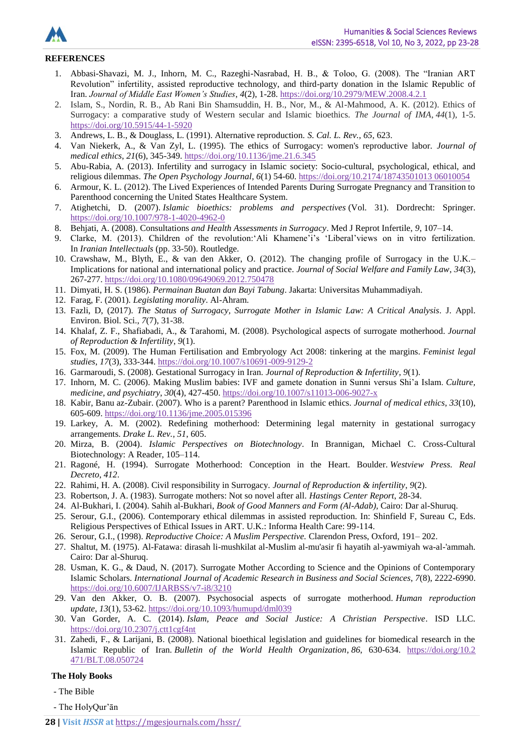**REFERENCES**

1. Abbasi-Shavazi, M. J., Inhorn, M. C., Razeghi-Nasrabad, H. B., & Toloo, G. (2008). The "Iranian ART Revolution" infertility, assisted reproductive technology, and third-party donation in the Islamic Republic of Iran. *Journal of Middle East Women's Studies*, *4*(2), 1-28. https://doi.org/10.2979/MEW.2008.4.2.1
2. Islam, S., Nordin, R. B., Ab Rani Bin Shamsuddin, H. B., Nor, M., & Al-Mahmood, A. K. (2012). Ethics of Surrogacy: a comparative study of Western secular and Islamic bioethics. *The Journal of IMA*, *44*(1), 1-5. https://doi.org/10.5915/44-1-5920
3. Andrews, L. B., & Douglass, L. (1991). Alternative reproduction. *S. Cal. L. Rev.*, *65*, 623.
4. Van Niekerk, A., & Van Zyl, L. (1995). The ethics of Surrogacy: women's reproductive labor. *Journal of medical ethics*, *21*(6), 345-349. https://doi.org/10.1136/jme.21.6.345
5. Abu-Rabia, A. (2013). Infertility and surrogacy in Islamic society: Socio-cultural, psychological, ethical, and religious dilemmas. *The Open Psychology Journal*, *6*(1) 54-60. https://doi.org/10.2174/18743501013 06010054
6. Armour, K. L. (2012). The Lived Experiences of Intended Parents During Surrogate Pregnancy and Transition to Parenthood concerning the United States Healthcare System.
7. Atighetchi, D. (2007). *Islamic bioethics: problems and perspectives* (Vol. 31). Dordrecht: Springer. https://doi.org/10.1007/978-1-4020-4962-0
8. Behjati, A. (2008). Consultations *and Health Assessments in Surrogacy*. Med J Reprot Infertile, *9*, 107–14.
9. Clarke, M. (2013). Children of the revolution:'Ali Khamene'i's 'Liberal'views on in vitro fertilization. In *Iranian Intellectuals* (pp. 33-50). Routledge.
10. Crawshaw, M., Blyth, E., & van den Akker, O. (2012). The changing profile of Surrogacy in the U.K.– Implications for national and international policy and practice. *Journal of Social Welfare and Family Law*, *34*(3), 267-277. https://doi.org/10.1080/09649069.2012.750478
11. Dimyati, H. S. (1986). *Permainan Buatan dan Bayi Tabung*. Jakarta: Universitas Muhammadiyah.
12. Farag, F. (2001). *Legislating morality*. Al-Ahram.
13. Fazli, D, (2017). *The Status of Surrogacy, Surrogate Mother in Islamic Law: A Critical Analysis*. J. Appl. Environ. Biol. Sci., *7*(7), 31-38.
14. Khalaf, Z. F., Shafiabadi, A., & Tarahomi, M. (2008). Psychological aspects of surrogate motherhood. *Journal of Reproduction & Infertility*, *9*(1).
15. Fox, M. (2009). The Human Fertilisation and Embryology Act 2008: tinkering at the margins. *Feminist legal studies*, *17*(3), 333-344. https://doi.org/10.1007/s10691-009-9129-2
16. Garmaroudi, S. (2008). Gestational Surrogacy in Iran. *Journal of Reproduction & Infertility*, *9*(1).
17. Inhorn, M. C. (2006). Making Muslim babies: IVF and gamete donation in Sunni versus Shi'a Islam. *Culture, medicine, and psychiatry*, *30*(4), 427-450. https://doi.org/10.1007/s11013-006-9027-x
18. Kabir, Banu az-Zubair. (2007). Who is a parent? Parenthood in Islamic ethics. *Journal of medical ethics*, *33*(10), 605-609. https://doi.org/10.1136/jme.2005.015396
19. Larkey, A. M. (2002). Redefining motherhood: Determining legal maternity in gestational surrogacy arrangements. *Drake L. Rev.*, *51*, 605.
20. Mirza, B. (2004). *Islamic Perspectives on Biotechnology*. In Brannigan, Michael C. Cross-Cultural Biotechnology: A Reader, 105–114.
21. Ragoné, H. (1994). Surrogate Motherhood: Conception in the Heart. Boulder. *Westview Press. Real Decreto*, *412*.
22. Rahimi, H. A. (2008). Civil responsibility in Surrogacy. *Journal of Reproduction & infertility*, *9*(2).
23. Robertson, J. A. (1983). Surrogate mothers: Not so novel after all. *Hastings Center Report*, 28-34.
24. Al-Bukhari, I. (2004). Sahih al-Bukhari, *Book of Good Manners and Form (Al-Adab)*, Cairo: Dar al-Shuruq.
25. Serour, G.I., (2006). Contemporary ethical dilemmas in assisted reproduction. In: Shinfield F, Sureau C, Eds. Religious Perspectives of Ethical Issues in ART. U.K.: Informa Health Care: 99-114.
26. Serour, G.I., (1998). *Reproductive Choice: A Muslim Perspective.* Clarendon Press, Oxford, 191– 202.
27. Shaltut, M. (1975). Al-Fatawa: dirasah li-mushkilat al-Muslim al-mu'asir fi hayatih al-yawmiyah wa-al-'ammah. Cairo: Dar al-Shuruq.
28. Usman, K. G., & Daud, N. (2017). Surrogate Mother According to Science and the Opinions of Contemporary Islamic Scholars. *International Journal of Academic Research in Business and Social Sciences*, *7*(8), 2222-6990. https://doi.org/10.6007/IJARBSS/v7-i8/3210
29. Van den Akker, O. B. (2007). Psychosocial aspects of surrogate motherhood. *Human reproduction update*, *13*(1), 53-62. https://doi.org/10.1093/humupd/dml039
30. Van Gorder, A. C. (2014). *Islam, Peace and Social Justice: A Christian Perspective*. ISD LLC. https://doi.org/10.2307/j.ctt1cgf4nt
31. Zahedi, F., & Larijani, B. (2008). National bioethical legislation and guidelines for biomedical research in the Islamic Republic of Iran. *Bulletin of the World Health Organization*, *86*, 630-634. https://doi.org/10.2471/BLT.08.050724

**The Holy Books**

- The Bible
- The HolyQur'ān